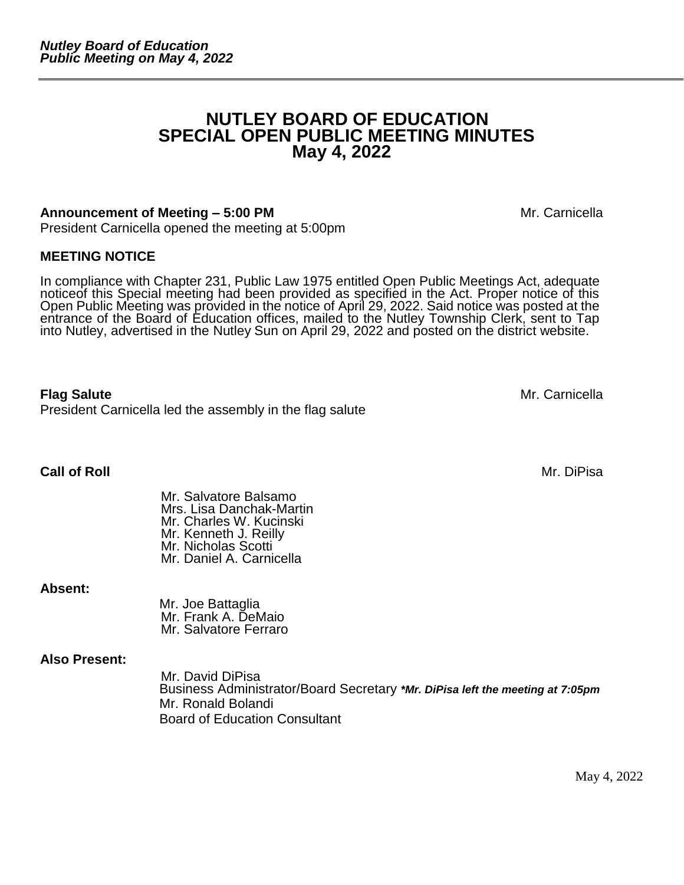# NUTLEY BOARD OF EDUCATION
# SPECIAL OPEN PUBLIC MEETING MINUTES
# May 4, 2022

**Announcement of Meeting – 5:00 PM** Mr. Carnicella

President Carnicella opened the meeting at 5:00pm

**MEETING NOTICE**

In compliance with Chapter 231, Public Law 1975 entitled Open Public Meetings Act, adequate noticeof this Special meeting had been provided as specified in the Act. Proper notice of this Open Public Meeting was provided in the notice of April 29, 2022. Said notice was posted at the entrance of the Board of Education offices, mailed to the Nutley Township Clerk, sent to Tap into Nutley, advertised in the Nutley Sun on April 29, 2022 and posted on the district website.

**Flag Salute** Mr. Carnicella

President Carnicella led the assembly in the flag salute

**Call of Roll** Mr. DiPisa

Mr. Salvatore Balsamo
Mrs. Lisa Danchak-Martin
Mr. Charles W. Kucinski
Mr. Kenneth J. Reilly
Mr. Nicholas Scotti
Mr. Daniel A. Carnicella

**Absent:**

Mr. Joe Battaglia
Mr. Frank A. DeMaio
Mr. Salvatore Ferraro

**Also Present:**

Mr. David DiPisa
Business Administrator/Board Secretary ***Mr. DiPisa left the meeting at 7:05pm***
Mr. Ronald Bolandi
Board of Education Consultant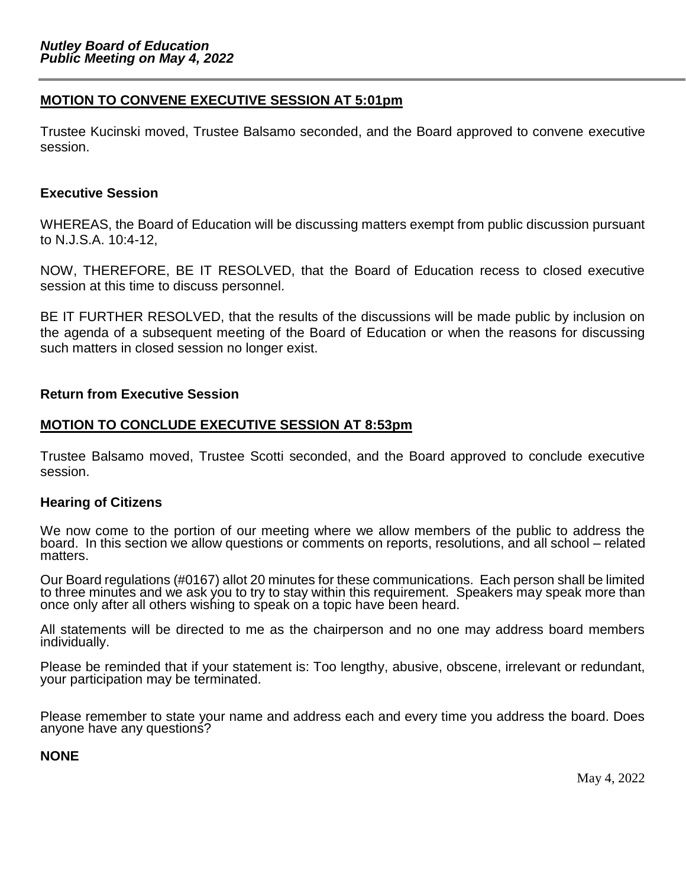**MOTION TO CONVENE EXECUTIVE SESSION AT 5:01pm**

Trustee Kucinski moved, Trustee Balsamo seconded, and the Board approved to convene executive session.

**Executive Session**

WHEREAS, the Board of Education will be discussing matters exempt from public discussion pursuant to N.J.S.A. 10:4-12,

NOW, THEREFORE, BE IT RESOLVED, that the Board of Education recess to closed executive session at this time to discuss personnel.

BE IT FURTHER RESOLVED, that the results of the discussions will be made public by inclusion on the agenda of a subsequent meeting of the Board of Education or when the reasons for discussing such matters in closed session no longer exist.

**Return from Executive Session**

**MOTION TO CONCLUDE EXECUTIVE SESSION AT 8:53pm**

Trustee Balsamo moved, Trustee Scotti seconded, and the Board approved to conclude executive session.

**Hearing of Citizens**

We now come to the portion of our meeting where we allow members of the public to address the board. In this section we allow questions or comments on reports, resolutions, and all school – related matters.

Our Board regulations (#0167) allot 20 minutes for these communications. Each person shall be limited to three minutes and we ask you to try to stay within this requirement. Speakers may speak more than once only after all others wishing to speak on a topic have been heard.

All statements will be directed to me as the chairperson and no one may address board members individually.

Please be reminded that if your statement is: Too lengthy, abusive, obscene, irrelevant or redundant, your participation may be terminated.

Please remember to state your name and address each and every time you address the board. Does anyone have any questions?

**NONE**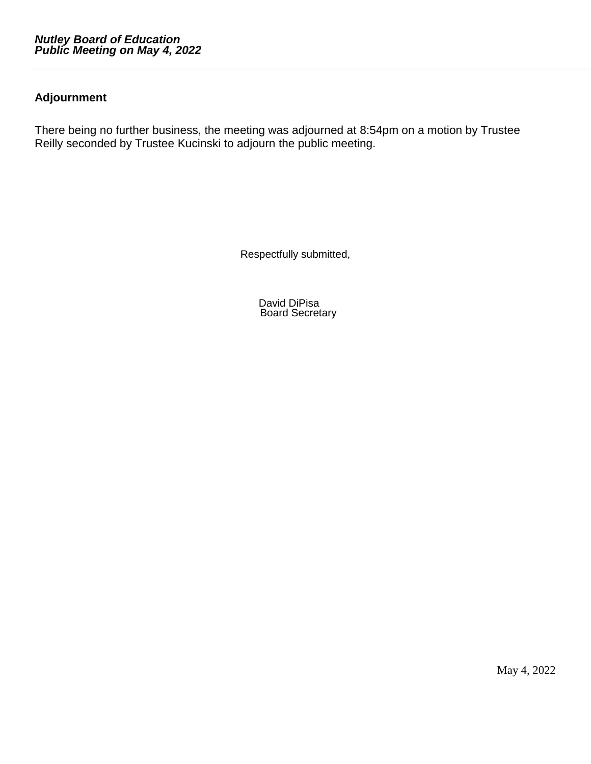## Adjournment

There being no further business, the meeting was adjourned at 8:54pm on a motion by Trustee Reilly seconded by Trustee Kucinski to adjourn the public meeting.

Respectfully submitted,

David DiPisa
Board Secretary

May 4, 2022